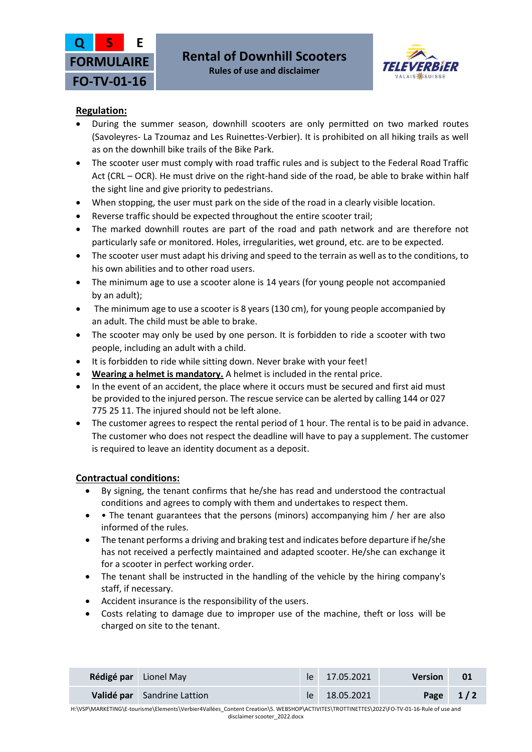| Q | S | E |
|---|---|---|
| FORMULAIRE | | |
| FO-TV-01-16 | | |

# Rental of Downhill Scooters

**Rules of use and disclaimer**

TELEVERBIER
VALAIS SUISSE

## Regulation:

- During the summer season, downhill scooters are only permitted on two marked routes (Savoleyres- La Tzoumaz and Les Ruinettes-Verbier). It is prohibited on all hiking trails as well as on the downhill bike trails of the Bike Park.
- The scooter user must comply with road traffic rules and is subject to the Federal Road Traffic Act (CRL – OCR). He must drive on the right-hand side of the road, be able to brake within half the sight line and give priority to pedestrians.
- When stopping, the user must park on the side of the road in a clearly visible location.
- Reverse traffic should be expected throughout the entire scooter trail;
- The marked downhill routes are part of the road and path network and are therefore not particularly safe or monitored. Holes, irregularities, wet ground, etc. are to be expected.
- The scooter user must adapt his driving and speed to the terrain as well as to the conditions, to his own abilities and to other road users.
- The minimum age to use a scooter alone is 14 years (for young people not accompanied by an adult);
- The minimum age to use a scooter is 8 years (130 cm), for young people accompanied by an adult. The child must be able to brake.
- The scooter may only be used by one person. It is forbidden to ride a scooter with two people, including an adult with a child.
- It is forbidden to ride while sitting down. Never brake with your feet!
- **Wearing a helmet is mandatory.** A helmet is included in the rental price.
- In the event of an accident, the place where it occurs must be secured and first aid must be provided to the injured person. The rescue service can be alerted by calling 144 or 027 775 25 11. The injured should not be left alone.
- The customer agrees to respect the rental period of 1 hour. The rental is to be paid in advance. The customer who does not respect the deadline will have to pay a supplement. The customer is required to leave an identity document as a deposit.

## Contractual conditions:

- By signing, the tenant confirms that he/she has read and understood the contractual conditions and agrees to comply with them and undertakes to respect them.
- • The tenant guarantees that the persons (minors) accompanying him / her are also informed of the rules.
- The tenant performs a driving and braking test and indicates before departure if he/she has not received a perfectly maintained and adapted scooter. He/she can exchange it for a scooter in perfect working order.
- The tenant shall be instructed in the handling of the vehicle by the hiring company's staff, if necessary.
- Accident insurance is the responsibility of the users.
- Costs relating to damage due to improper use of the machine, theft or loss will be charged on site to the tenant.

| **Rédigé par** | Lionel May | le | 17.05.2021 | **Version** | **01** |
|---|---|---|---|---|---|
| **Validé par** | Sandrine Lattion | le | 18.05.2021 | **Page** | **1 / 2** |

H:\VSP\MARKETING\E-tourisme\Elements\Verbier4Vallées_Content Creation\5. WEBSHOP\ACTIVITES\TROTTINETTES\2022\FO-TV-01-16-Rule of use and disclaimer scooter_2022.docx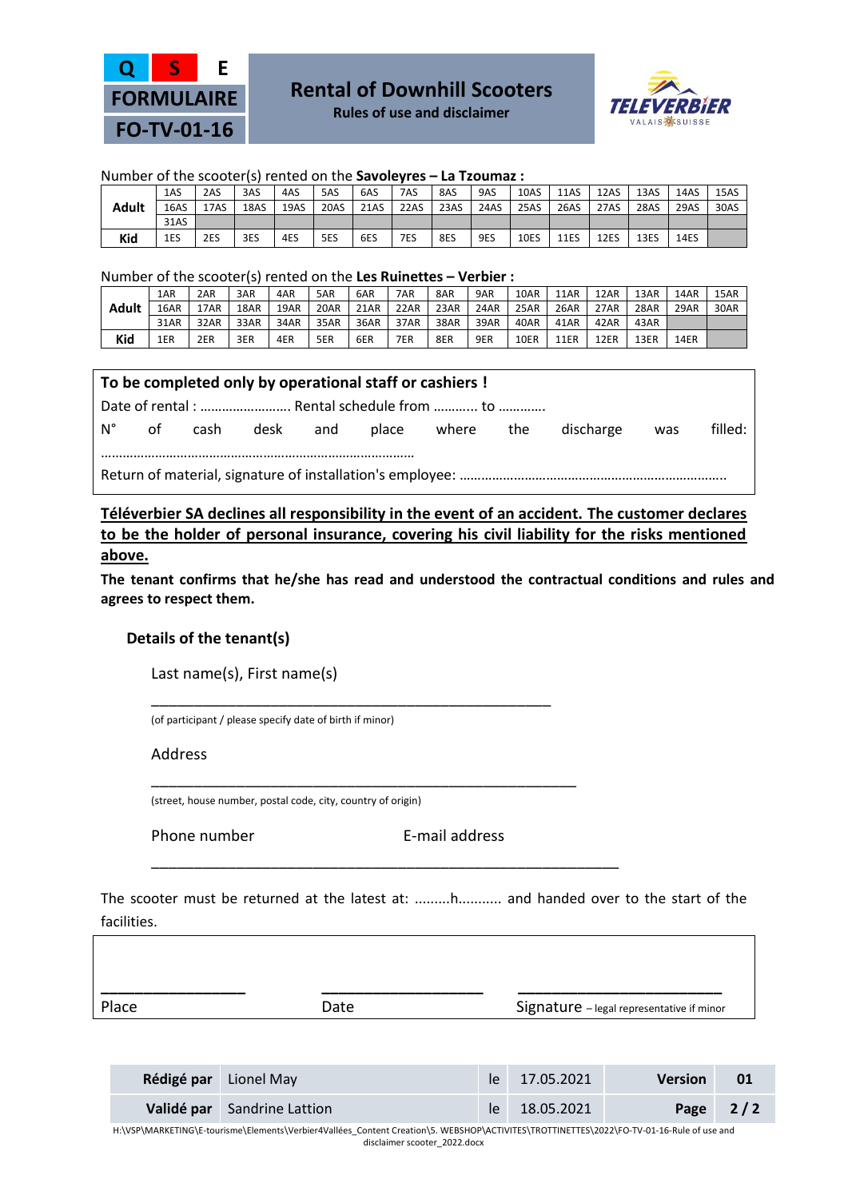| Q | S | E |
|---|---|---|
| FORMULAIRE | | |
| FO-TV-01-16 | | |

## Rental of Downhill Scooters

**Rules of use and disclaimer**

TELEVERBIER VALAIS SUISSE

Number of the scooter(s) rented on the **Savoleyres – La Tzoumaz :**

| | | | | | | | | | | | | | | | |
|---|---|---|---|---|---|---|---|---|---|---|---|---|---|---|---|
| **Adult** | 1AS | 2AS | 3AS | 4AS | 5AS | 6AS | 7AS | 8AS | 9AS | 10AS | 11AS | 12AS | 13AS | 14AS | 15AS |
| | 16AS | 17AS | 18AS | 19AS | 20AS | 21AS | 22AS | 23AS | 24AS | 25AS | 26AS | 27AS | 28AS | 29AS | 30AS |
| | 31AS | | | | | | | | | | | | | | |
| **Kid** | 1ES | 2ES | 3ES | 4ES | 5ES | 6ES | 7ES | 8ES | 9ES | 10ES | 11ES | 12ES | 13ES | 14ES | |

Number of the scooter(s) rented on the **Les Ruinettes – Verbier :**

| | | | | | | | | | | | | | | | |
|---|---|---|---|---|---|---|---|---|---|---|---|---|---|---|---|
| **Adult** | 1AR | 2AR | 3AR | 4AR | 5AR | 6AR | 7AR | 8AR | 9AR | 10AR | 11AR | 12AR | 13AR | 14AR | 15AR |
| | 16AR | 17AR | 18AR | 19AR | 20AR | 21AR | 22AR | 23AR | 24AR | 25AR | 26AR | 27AR | 28AR | 29AR | 30AR |
| | 31AR | 32AR | 33AR | 34AR | 35AR | 36AR | 37AR | 38AR | 39AR | 40AR | 41AR | 42AR | 43AR | | |
| **Kid** | 1ER | 2ER | 3ER | 4ER | 5ER | 6ER | 7ER | 8ER | 9ER | 10ER | 11ER | 12ER | 13ER | 14ER | |

**To be completed only by operational staff or cashiers !**

Date of rental : ……………………. Rental schedule from ……….. to …………

N° of cash desk and place where the discharge was filled:

………………………………………………………………………………

Return of material, signature of installation's employee: ……………………………………………………………..

**Téléverbier SA declines all responsibility in the event of an accident. The customer declares to be the holder of personal insurance, covering his civil liability for the risks mentioned above.**

**The tenant confirms that he/she has read and understood the contractual conditions and rules and agrees to respect them.**

### Details of the tenant(s)

Last name(s), First name(s)

_____________________________________________________

(of participant / please specify date of birth if minor)

Address

_____________________________________________________

(street, house number, postal code, city, country of origin)

Phone number E-mail address

_____________________________________________________

The scooter must be returned at the latest at: .........h........... and handed over to the start of the facilities.

| | | |
|---|---|---|
| _______________ | _______________ | _______________ |
| Place | Date | Signature – legal representative if minor |

| | | | | | |
|---|---|---|---|---|---|
| **Rédigé par** | Lionel May | le | 17.05.2021 | **Version** | **01** |
| **Validé par** | Sandrine Lattion | le | 18.05.2021 | **Page** | **2 / 2** |

H:\VSP\MARKETING\E-tourisme\Elements\Verbier4Vallées_Content Creation\5. WEBSHOP\ACTIVITES\TROTTINETTES\2022\FO-TV-01-16-Rule of use and disclaimer scooter_2022.docx